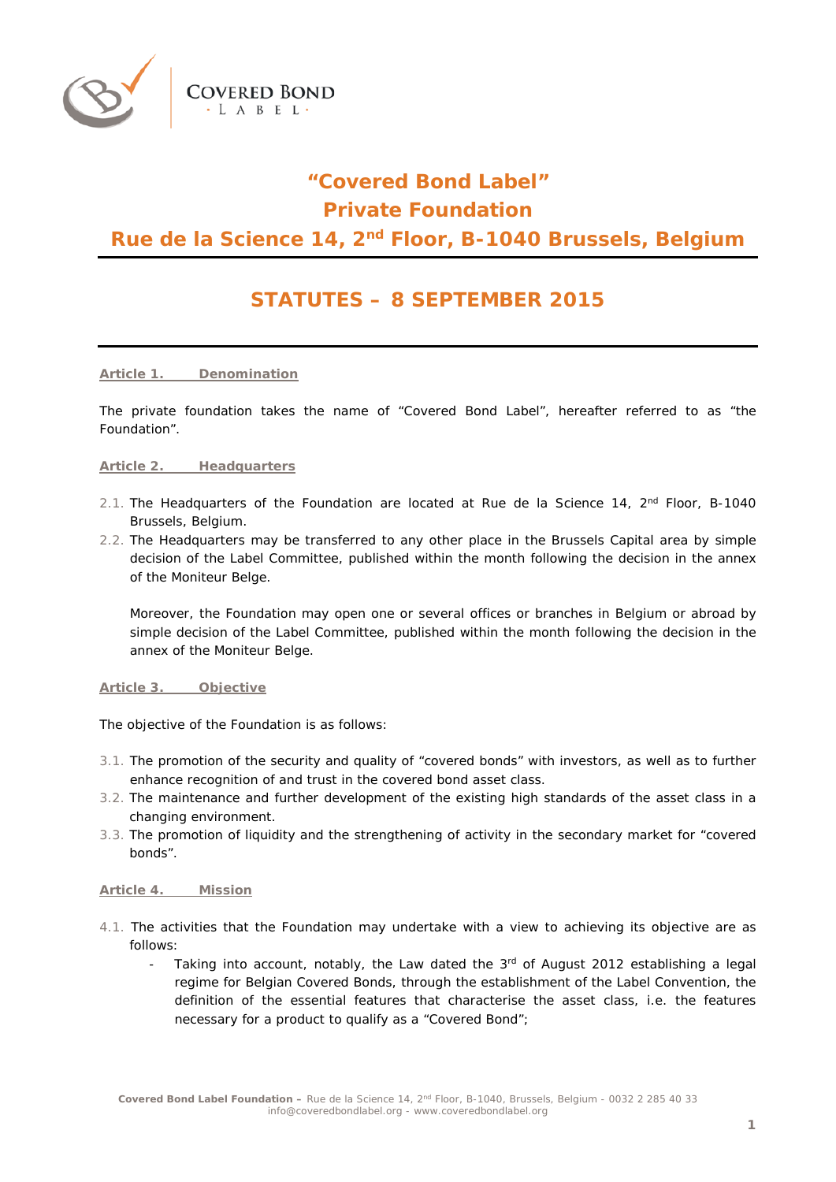# "Covered Bond Label"

# Private Foundation

# Rue de la Science 14, 2nd Floor, B-1040 Brussels, Belgium

## STATUTES – 8 SEPTEMBER 2015

### Article 1. Denomination

The private foundation takes the name of "Covered Bond Label", hereafter referred to as "the Foundation".

### Article 2. Headquarters

2.1. The Headquarters of the Foundation are located at Rue de la Science 14, 2nd Floor, B-1040 Brussels, Belgium.

2.2. The Headquarters may be transferred to any other place in the Brussels Capital area by simple decision of the Label Committee, published within the month following the decision in the annex of the Moniteur Belge.

Moreover, the Foundation may open one or several offices or branches in Belgium or abroad by simple decision of the Label Committee, published within the month following the decision in the annex of the Moniteur Belge.

### Article 3. Objective

The objective of the Foundation is as follows:

3.1. The promotion of the security and quality of "covered bonds" with investors, as well as to further enhance recognition of and trust in the covered bond asset class.

3.2. The maintenance and further development of the existing high standards of the asset class in a changing environment.

3.3. The promotion of liquidity and the strengthening of activity in the secondary market for "covered bonds".

### Article 4. Mission

4.1. The activities that the Foundation may undertake with a view to achieving its objective are as follows:

- Taking into account, notably, the Law dated the 3rd of August 2012 establishing a legal regime for Belgian Covered Bonds, through the establishment of the Label Convention, the definition of the essential features that characterise the asset class, i.e. the features necessary for a product to qualify as a "Covered Bond";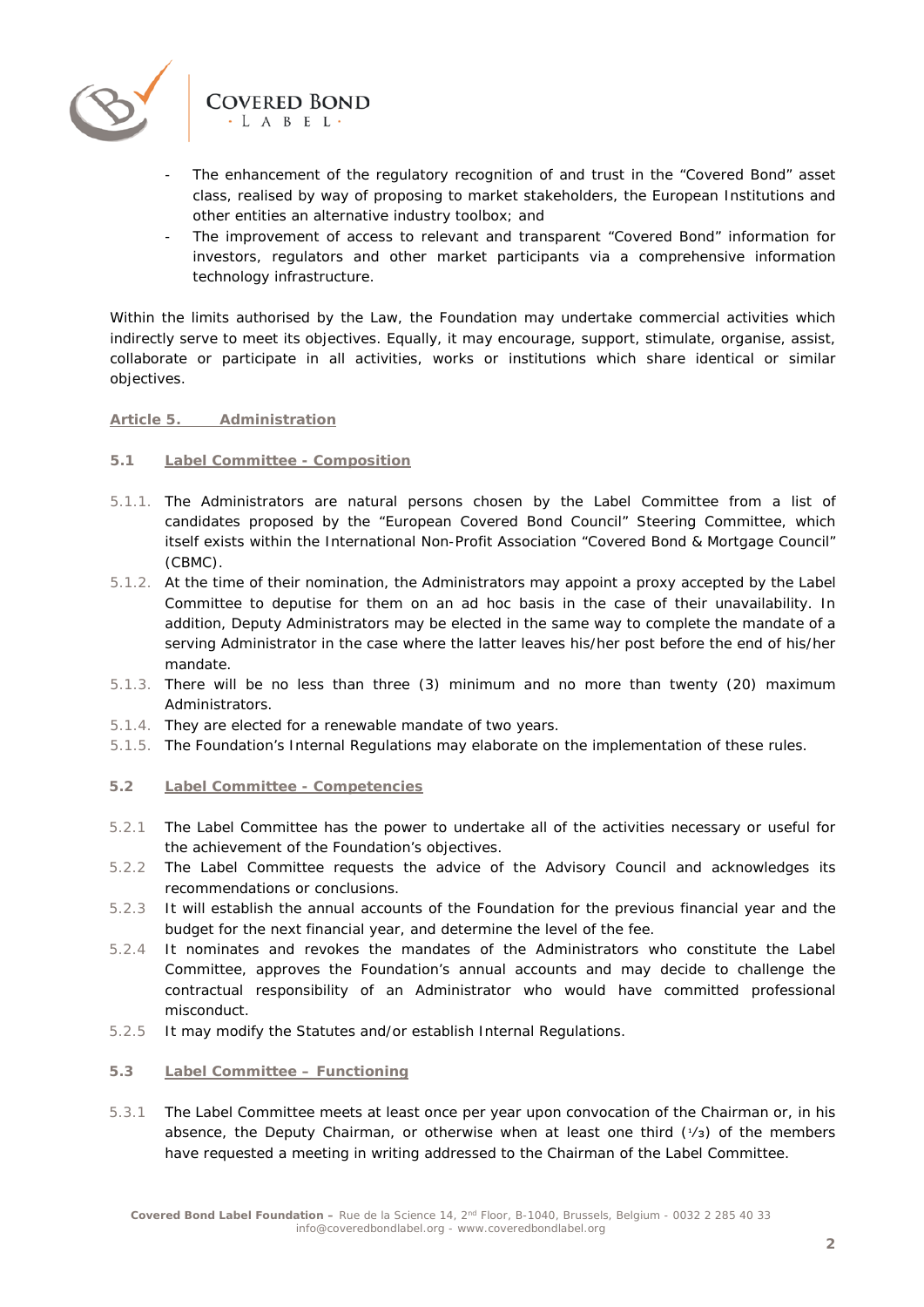- The enhancement of the regulatory recognition of and trust in the "Covered Bond" asset class, realised by way of proposing to market stakeholders, the European Institutions and other entities an alternative industry toolbox; and
- The improvement of access to relevant and transparent "Covered Bond" information for investors, regulators and other market participants via a comprehensive information technology infrastructure.

Within the limits authorised by the Law, the Foundation may undertake commercial activities which indirectly serve to meet its objectives. Equally, it may encourage, support, stimulate, organise, assist, collaborate or participate in all activities, works or institutions which share identical or similar objectives.

## Article 5. Administration

### 5.1 Label Committee - Composition

5.1.1. The Administrators are natural persons chosen by the Label Committee from a list of candidates proposed by the "European Covered Bond Council" Steering Committee, which itself exists within the International Non-Profit Association "Covered Bond & Mortgage Council" (CBMC).

5.1.2. At the time of their nomination, the Administrators may appoint a proxy accepted by the Label Committee to deputise for them on an ad hoc basis in the case of their unavailability. In addition, Deputy Administrators may be elected in the same way to complete the mandate of a serving Administrator in the case where the latter leaves his/her post before the end of his/her mandate.

5.1.3. There will be no less than three (3) minimum and no more than twenty (20) maximum Administrators.

5.1.4. They are elected for a renewable mandate of two years.

5.1.5. The Foundation's Internal Regulations may elaborate on the implementation of these rules.

### 5.2 Label Committee - Competencies

5.2.1 The Label Committee has the power to undertake all of the activities necessary or useful for the achievement of the Foundation's objectives.

5.2.2 The Label Committee requests the advice of the Advisory Council and acknowledges its recommendations or conclusions.

5.2.3 It will establish the annual accounts of the Foundation for the previous financial year and the budget for the next financial year, and determine the level of the fee.

5.2.4 It nominates and revokes the mandates of the Administrators who constitute the Label Committee, approves the Foundation's annual accounts and may decide to challenge the contractual responsibility of an Administrator who would have committed professional misconduct.

5.2.5 It may modify the Statutes and/or establish Internal Regulations.

### 5.3 Label Committee – Functioning

5.3.1 The Label Committee meets at least once per year upon convocation of the Chairman or, in his absence, the Deputy Chairman, or otherwise when at least one third (⅓) of the members have requested a meeting in writing addressed to the Chairman of the Label Committee.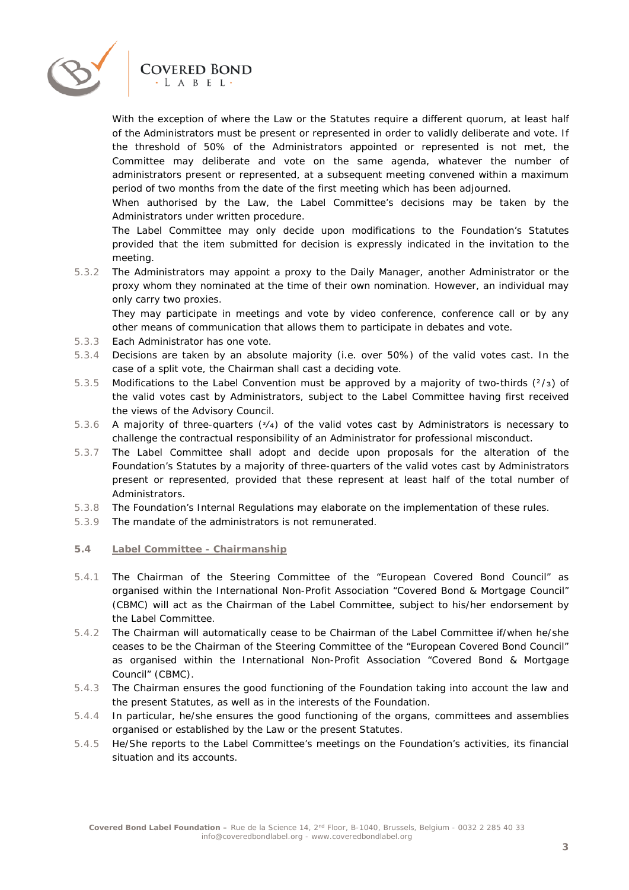With the exception of where the Law or the Statutes require a different quorum, at least half of the Administrators must be present or represented in order to validly deliberate and vote. If the threshold of 50% of the Administrators appointed or represented is not met, the Committee may deliberate and vote on the same agenda, whatever the number of administrators present or represented, at a subsequent meeting convened within a maximum period of two months from the date of the first meeting which has been adjourned.

When authorised by the Law, the Label Committee's decisions may be taken by the Administrators under written procedure.

The Label Committee may only decide upon modifications to the Foundation's Statutes provided that the item submitted for decision is expressly indicated in the invitation to the meeting.

5.3.2 The Administrators may appoint a proxy to the Daily Manager, another Administrator or the proxy whom they nominated at the time of their own nomination. However, an individual may only carry two proxies.

They may participate in meetings and vote by video conference, conference call or by any other means of communication that allows them to participate in debates and vote.

5.3.3 Each Administrator has one vote.

5.3.4 Decisions are taken by an absolute majority (i.e. over 50%) of the valid votes cast. In the case of a split vote, the Chairman shall cast a deciding vote.

5.3.5 Modifications to the Label Convention must be approved by a majority of two-thirds ($2/3$) of the valid votes cast by Administrators, subject to the Label Committee having first received the views of the Advisory Council.

5.3.6 A majority of three-quarters ($3/4$) of the valid votes cast by Administrators is necessary to challenge the contractual responsibility of an Administrator for professional misconduct.

5.3.7 The Label Committee shall adopt and decide upon proposals for the alteration of the Foundation's Statutes by a majority of three-quarters of the valid votes cast by Administrators present or represented, provided that these represent at least half of the total number of Administrators.

5.3.8 The Foundation's Internal Regulations may elaborate on the implementation of these rules.

5.3.9 The mandate of the administrators is not remunerated.

### 5.4 Label Committee - Chairmanship

5.4.1 The Chairman of the Steering Committee of the "European Covered Bond Council" as organised within the International Non-Profit Association "Covered Bond & Mortgage Council" (CBMC) will act as the Chairman of the Label Committee, subject to his/her endorsement by the Label Committee.

5.4.2 The Chairman will automatically cease to be Chairman of the Label Committee if/when he/she ceases to be the Chairman of the Steering Committee of the "European Covered Bond Council" as organised within the International Non-Profit Association "Covered Bond & Mortgage Council" (CBMC).

5.4.3 The Chairman ensures the good functioning of the Foundation taking into account the law and the present Statutes, as well as in the interests of the Foundation.

5.4.4 In particular, he/she ensures the good functioning of the organs, committees and assemblies organised or established by the Law or the present Statutes.

5.4.5 He/She reports to the Label Committee's meetings on the Foundation's activities, its financial situation and its accounts.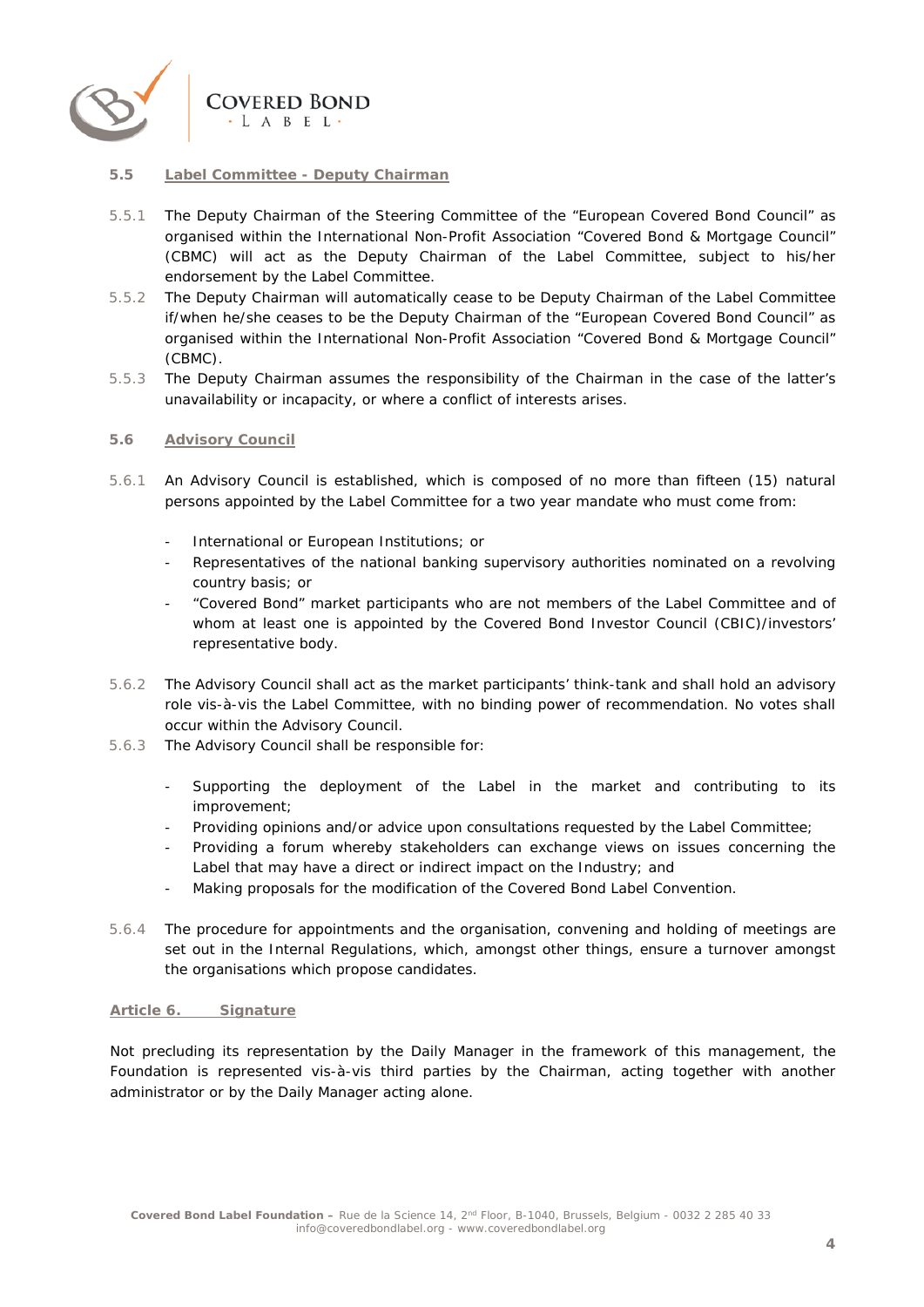### 5.5 Label Committee - Deputy Chairman

5.5.1 The Deputy Chairman of the Steering Committee of the "European Covered Bond Council" as organised within the International Non-Profit Association "Covered Bond & Mortgage Council" (CBMC) will act as the Deputy Chairman of the Label Committee, subject to his/her endorsement by the Label Committee.

5.5.2 The Deputy Chairman will automatically cease to be Deputy Chairman of the Label Committee if/when he/she ceases to be the Deputy Chairman of the "European Covered Bond Council" as organised within the International Non-Profit Association "Covered Bond & Mortgage Council" (CBMC).

5.5.3 The Deputy Chairman assumes the responsibility of the Chairman in the case of the latter's unavailability or incapacity, or where a conflict of interests arises.

### 5.6 Advisory Council

5.6.1 An Advisory Council is established, which is composed of no more than fifteen (15) natural persons appointed by the Label Committee for a two year mandate who must come from:

- International or European Institutions; or
- Representatives of the national banking supervisory authorities nominated on a revolving country basis; or
- "Covered Bond" market participants who are not members of the Label Committee and of whom at least one is appointed by the Covered Bond Investor Council (CBIC)/investors' representative body.

5.6.2 The Advisory Council shall act as the market participants' think-tank and shall hold an advisory role vis-à-vis the Label Committee, with no binding power of recommendation. No votes shall occur within the Advisory Council.

5.6.3 The Advisory Council shall be responsible for:

- Supporting the deployment of the Label in the market and contributing to its improvement;
- Providing opinions and/or advice upon consultations requested by the Label Committee;
- Providing a forum whereby stakeholders can exchange views on issues concerning the Label that may have a direct or indirect impact on the Industry; and
- Making proposals for the modification of the Covered Bond Label Convention.

5.6.4 The procedure for appointments and the organisation, convening and holding of meetings are set out in the Internal Regulations, which, amongst other things, ensure a turnover amongst the organisations which propose candidates.

## Article 6. Signature

Not precluding its representation by the Daily Manager in the framework of this management, the Foundation is represented vis-à-vis third parties by the Chairman, acting together with another administrator or by the Daily Manager acting alone.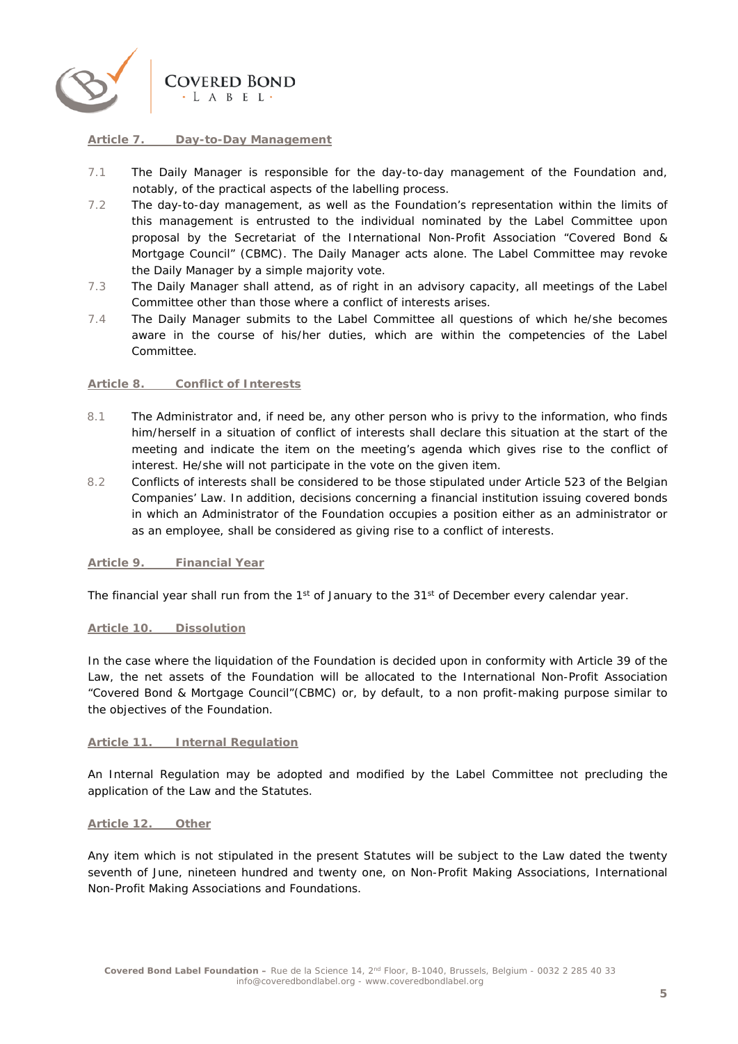## Article 7. Day-to-Day Management

7.1 The Daily Manager is responsible for the day-to-day management of the Foundation and, notably, of the practical aspects of the labelling process.

7.2 The day-to-day management, as well as the Foundation's representation within the limits of this management is entrusted to the individual nominated by the Label Committee upon proposal by the Secretariat of the International Non-Profit Association "Covered Bond & Mortgage Council" (CBMC). The Daily Manager acts alone. The Label Committee may revoke the Daily Manager by a simple majority vote.

7.3 The Daily Manager shall attend, as of right in an advisory capacity, all meetings of the Label Committee other than those where a conflict of interests arises.

7.4 The Daily Manager submits to the Label Committee all questions of which he/she becomes aware in the course of his/her duties, which are within the competencies of the Label Committee.

## Article 8. Conflict of Interests

8.1 The Administrator and, if need be, any other person who is privy to the information, who finds him/herself in a situation of conflict of interests shall declare this situation at the start of the meeting and indicate the item on the meeting's agenda which gives rise to the conflict of interest. He/she will not participate in the vote on the given item.

8.2 Conflicts of interests shall be considered to be those stipulated under Article 523 of the Belgian Companies' Law. In addition, decisions concerning a financial institution issuing covered bonds in which an Administrator of the Foundation occupies a position either as an administrator or as an employee, shall be considered as giving rise to a conflict of interests.

## Article 9. Financial Year

The financial year shall run from the 1st of January to the 31st of December every calendar year.

## Article 10. Dissolution

In the case where the liquidation of the Foundation is decided upon in conformity with Article 39 of the Law, the net assets of the Foundation will be allocated to the International Non-Profit Association "Covered Bond & Mortgage Council"(CBMC) or, by default, to a non profit-making purpose similar to the objectives of the Foundation.

## Article 11. Internal Regulation

An Internal Regulation may be adopted and modified by the Label Committee not precluding the application of the Law and the Statutes.

## Article 12. Other

Any item which is not stipulated in the present Statutes will be subject to the Law dated the twenty seventh of June, nineteen hundred and twenty one, on Non-Profit Making Associations, International Non-Profit Making Associations and Foundations.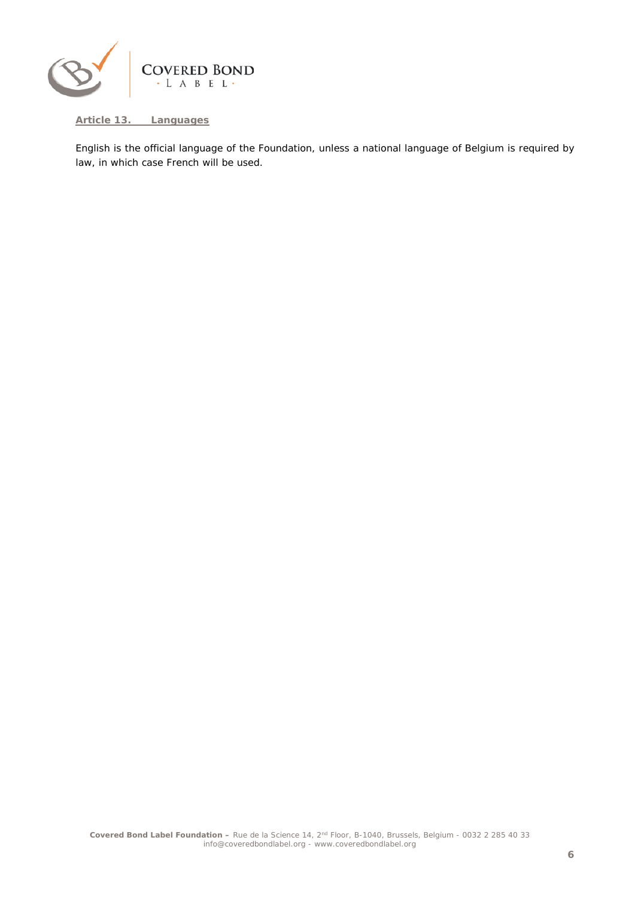**Article 13. Languages**

English is the official language of the Foundation, unless a national language of Belgium is required by law, in which case French will be used.